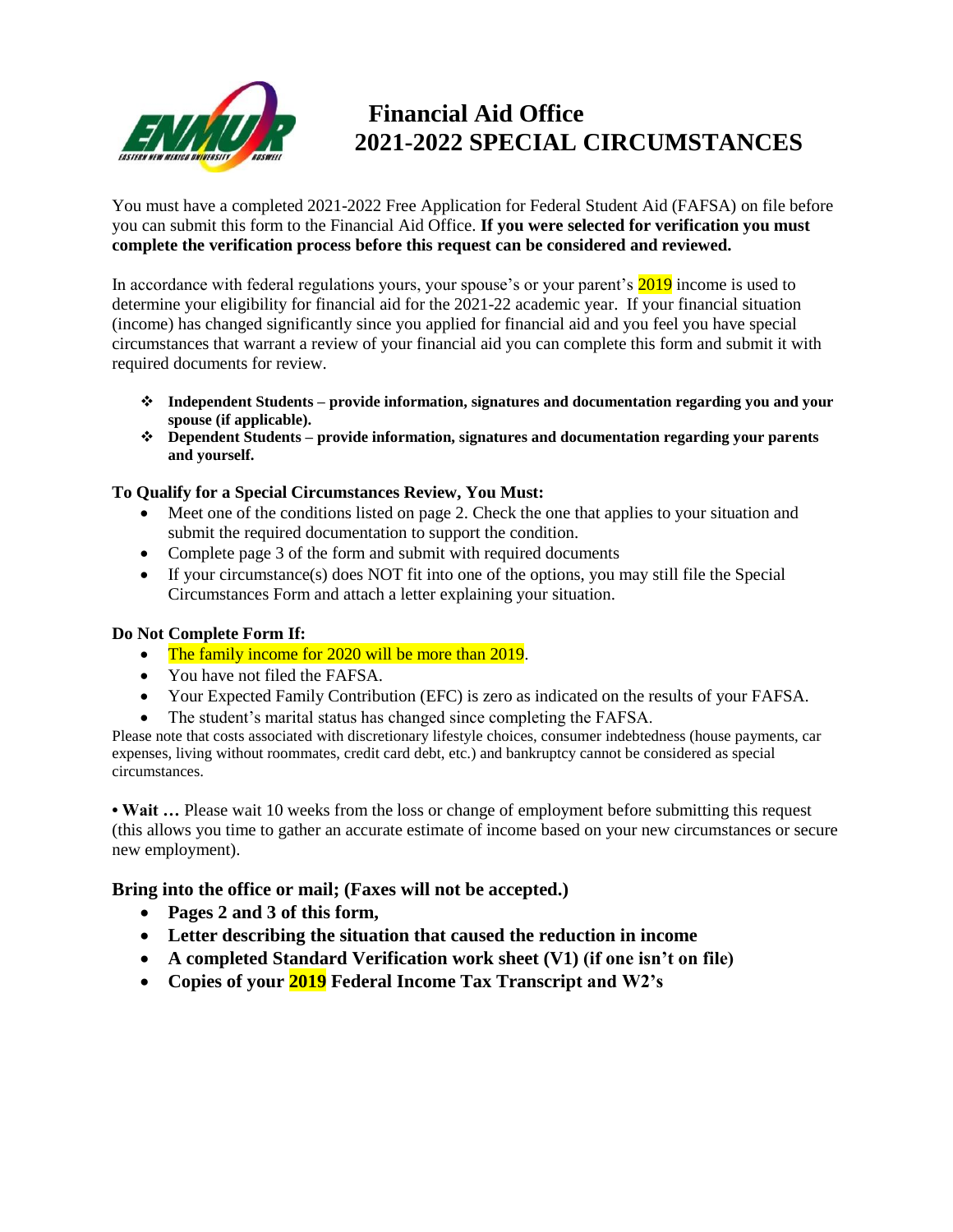# Financial Aid Office
# 2021-2022 SPECIAL CIRCUMSTANCES

You must have a completed 2021-2022 Free Application for Federal Student Aid (FAFSA) on file before you can submit this form to the Financial Aid Office. **If you were selected for verification you must complete the verification process before this request can be considered and reviewed.**

In accordance with federal regulations yours, your spouse's or your parent's 2019 income is used to determine your eligibility for financial aid for the 2021-22 academic year. If your financial situation (income) has changed significantly since you applied for financial aid and you feel you have special circumstances that warrant a review of your financial aid you can complete this form and submit it with required documents for review.

- **Independent Students – provide information, signatures and documentation regarding you and your spouse (if applicable).**
- **Dependent Students – provide information, signatures and documentation regarding your parents and yourself.**

**To Qualify for a Special Circumstances Review, You Must:**

- Meet one of the conditions listed on page 2. Check the one that applies to your situation and submit the required documentation to support the condition.
- Complete page 3 of the form and submit with required documents
- If your circumstance(s) does NOT fit into one of the options, you may still file the Special Circumstances Form and attach a letter explaining your situation.

**Do Not Complete Form If:**

- The family income for 2020 will be more than 2019.
- You have not filed the FAFSA.
- Your Expected Family Contribution (EFC) is zero as indicated on the results of your FAFSA.
- The student's marital status has changed since completing the FAFSA.

Please note that costs associated with discretionary lifestyle choices, consumer indebtedness (house payments, car expenses, living without roommates, credit card debt, etc.) and bankruptcy cannot be considered as special circumstances.

• **Wait …** Please wait 10 weeks from the loss or change of employment before submitting this request (this allows you time to gather an accurate estimate of income based on your new circumstances or secure new employment).

**Bring into the office or mail; (Faxes will not be accepted.)**

- **Pages 2 and 3 of this form,**
- **Letter describing the situation that caused the reduction in income**
- **A completed Standard Verification work sheet (V1) (if one isn't on file)**
- **Copies of your 2019 Federal Income Tax Transcript and W2's**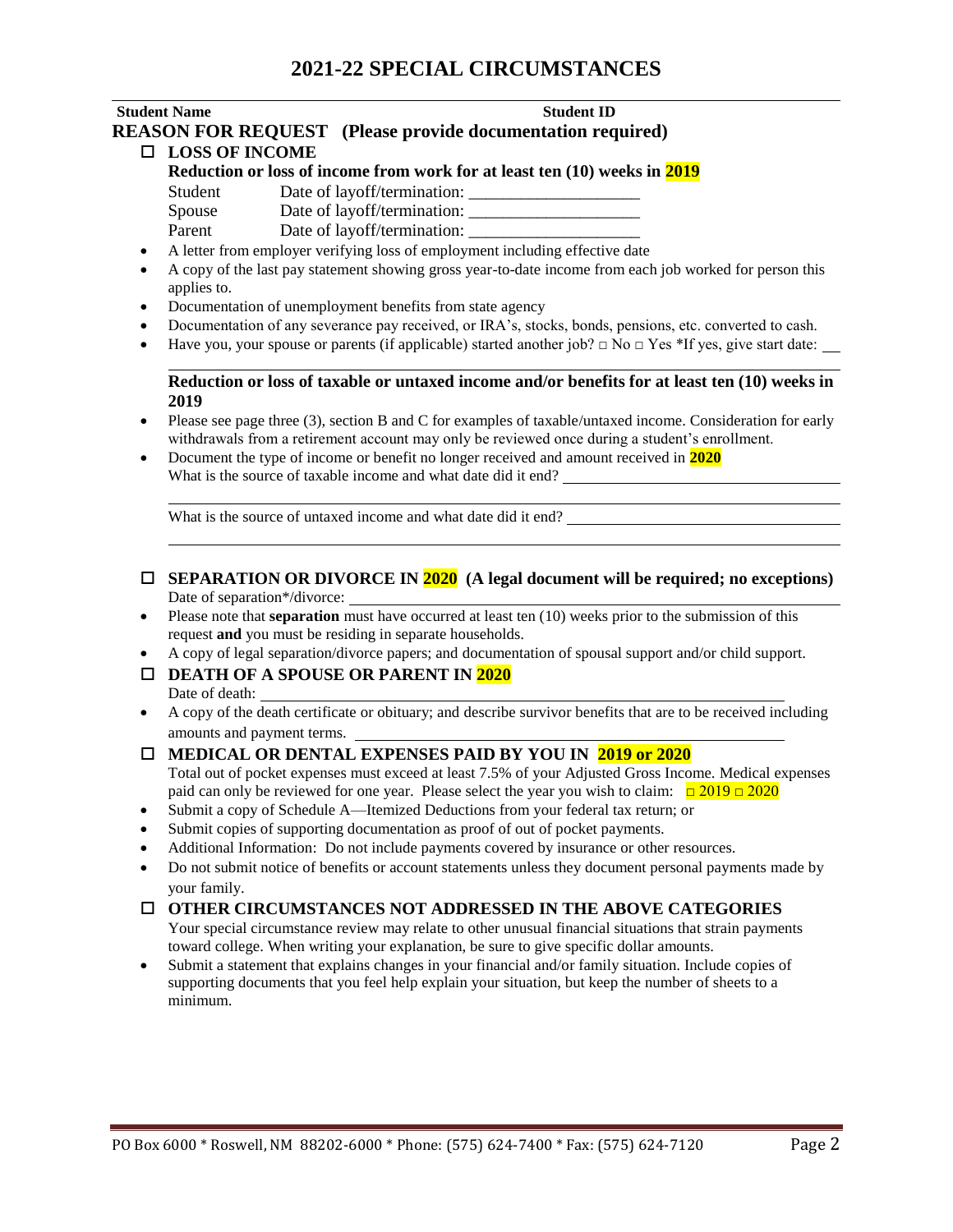# 2021-22 SPECIAL CIRCUMSTANCES

**Student Name** **Student ID**

## REASON FOR REQUEST (Please provide documentation required)

☐ **LOSS OF INCOME**

**Reduction or loss of income from work for at least ten (10) weeks in 2019**

Student Date of layoff/termination: ___________________

Spouse Date of layoff/termination: ___________________

Parent Date of layoff/termination: ___________________

- A letter from employer verifying loss of employment including effective date
- A copy of the last pay statement showing gross year-to-date income from each job worked for person this applies to.
- Documentation of unemployment benefits from state agency
- Documentation of any severance pay received, or IRA's, stocks, bonds, pensions, etc. converted to cash.
- Have you, your spouse or parents (if applicable) started another job? □ No □ Yes *If yes, give start date: __

**Reduction or loss of taxable or untaxed income and/or benefits for at least ten (10) weeks in 2019**

- Please see page three (3), section B and C for examples of taxable/untaxed income. Consideration for early withdrawals from a retirement account may only be reviewed once during a student's enrollment.
- Document the type of income or benefit no longer received and amount received in **2020**
  What is the source of taxable income and what date did it end? ___________________

  What is the source of untaxed income and what date did it end? ___________________

☐ **SEPARATION OR DIVORCE IN 2020 (A legal document will be required; no exceptions)**

Date of separation*/divorce: ___________________

- Please note that **separation** must have occurred at least ten (10) weeks prior to the submission of this request **and** you must be residing in separate households.
- A copy of legal separation/divorce papers; and documentation of spousal support and/or child support.

☐ **DEATH OF A SPOUSE OR PARENT IN 2020**

Date of death: ___________________

- A copy of the death certificate or obituary; and describe survivor benefits that are to be received including amounts and payment terms. ___________________

☐ **MEDICAL OR DENTAL EXPENSES PAID BY YOU IN 2019 or 2020**

Total out of pocket expenses must exceed at least 7.5% of your Adjusted Gross Income. Medical expenses paid can only be reviewed for one year. Please select the year you wish to claim: □ 2019 □ 2020

- Submit a copy of Schedule A—Itemized Deductions from your federal tax return; or
- Submit copies of supporting documentation as proof of out of pocket payments.
- Additional Information: Do not include payments covered by insurance or other resources.
- Do not submit notice of benefits or account statements unless they document personal payments made by your family.

☐ **OTHER CIRCUMSTANCES NOT ADDRESSED IN THE ABOVE CATEGORIES**

Your special circumstance review may relate to other unusual financial situations that strain payments toward college. When writing your explanation, be sure to give specific dollar amounts.

- Submit a statement that explains changes in your financial and/or family situation. Include copies of supporting documents that you feel help explain your situation, but keep the number of sheets to a minimum.

PO Box 6000 * Roswell, NM 88202-6000 * Phone: (575) 624-7400 * Fax: (575) 624-7120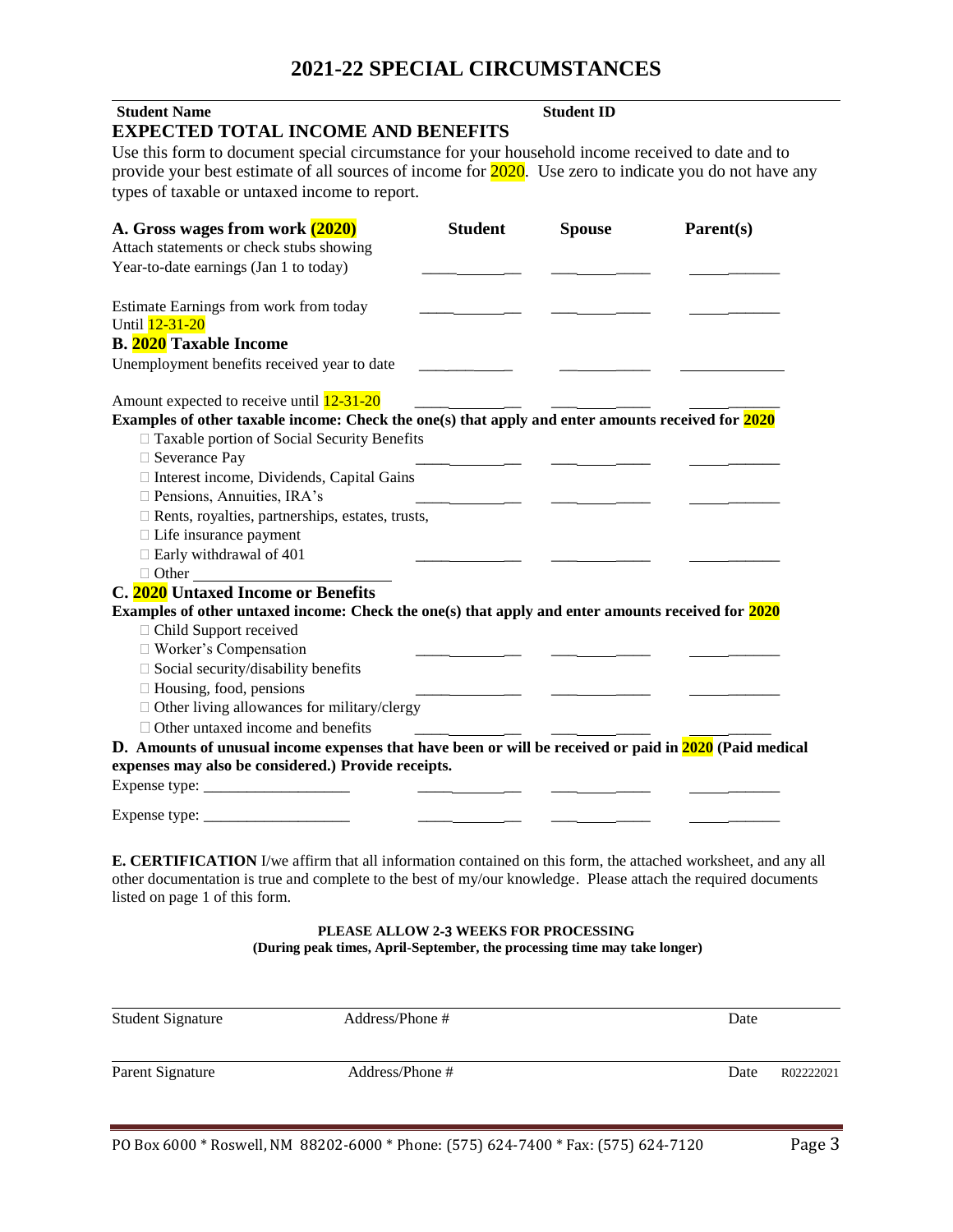# 2021-22 SPECIAL CIRCUMSTANCES

**Student Name** **Student ID**

## EXPECTED TOTAL INCOME AND BENEFITS

Use this form to document special circumstance for your household income received to date and to provide your best estimate of all sources of income for 2020. Use zero to indicate you do not have any types of taxable or untaxed income to report.

| | Student | Spouse | Parent(s) |
|---|---|---|---|
| **A. Gross wages from work (2020)** | | | |
| Attach statements or check stubs showing Year-to-date earnings (Jan 1 to today) | ________ | ________ | ________ |
| Estimate Earnings from work from today Until 12-31-20 | ________ | ________ | ________ |
| **B. 2020 Taxable Income** | | | |
| Unemployment benefits received year to date | ________ | ________ | ________ |
| Amount expected to receive until 12-31-20 | ________ | ________ | ________ |

**Examples of other taxable income: Check the one(s) that apply and enter amounts received for 2020**

| | Student | Spouse | Parent(s) |
|---|---|---|---|
| ☐ Taxable portion of Social Security Benefits | | | |
| ☐ Severance Pay | ________ | ________ | ________ |
| ☐ Interest income, Dividends, Capital Gains | | | |
| ☐ Pensions, Annuities, IRA's | ________ | ________ | ________ |
| ☐ Rents, royalties, partnerships, estates, trusts, | | | |
| ☐ Life insurance payment | | | |
| ☐ Early withdrawal of 401 | ________ | ________ | ________ |
| ☐ Other ____________ | | | |

**C. 2020 Untaxed Income or Benefits**

**Examples of other untaxed income: Check the one(s) that apply and enter amounts received for 2020**

| | Student | Spouse | Parent(s) |
|---|---|---|---|
| ☐ Child Support received | | | |
| ☐ Worker's Compensation | ________ | ________ | ________ |
| ☐ Social security/disability benefits | | | |
| ☐ Housing, food, pensions | ________ | ________ | ________ |
| ☐ Other living allowances for military/clergy | | | |
| ☐ Other untaxed income and benefits | ________ | ________ | ________ |

**D. Amounts of unusual income expenses that have been or will be received or paid in 2020 (Paid medical expenses may also be considered.) Provide receipts.**

| | Student | Spouse | Parent(s) |
|---|---|---|---|
| Expense type: ____________ | ________ | ________ | ________ |
| Expense type: ____________ | ________ | ________ | ________ |

**E. CERTIFICATION** I/we affirm that all information contained on this form, the attached worksheet, and any all other documentation is true and complete to the best of my/our knowledge. Please attach the required documents listed on page 1 of this form.

**PLEASE ALLOW 2-3 WEEKS FOR PROCESSING**
**(During peak times, April-September, the processing time may take longer)**

Student Signature  Address/Phone #  Date

Parent Signature  Address/Phone #  Date  R02222021

PO Box 6000 * Roswell, NM 88202-6000 * Phone: (575) 624-7400 * Fax: (575) 624-7120